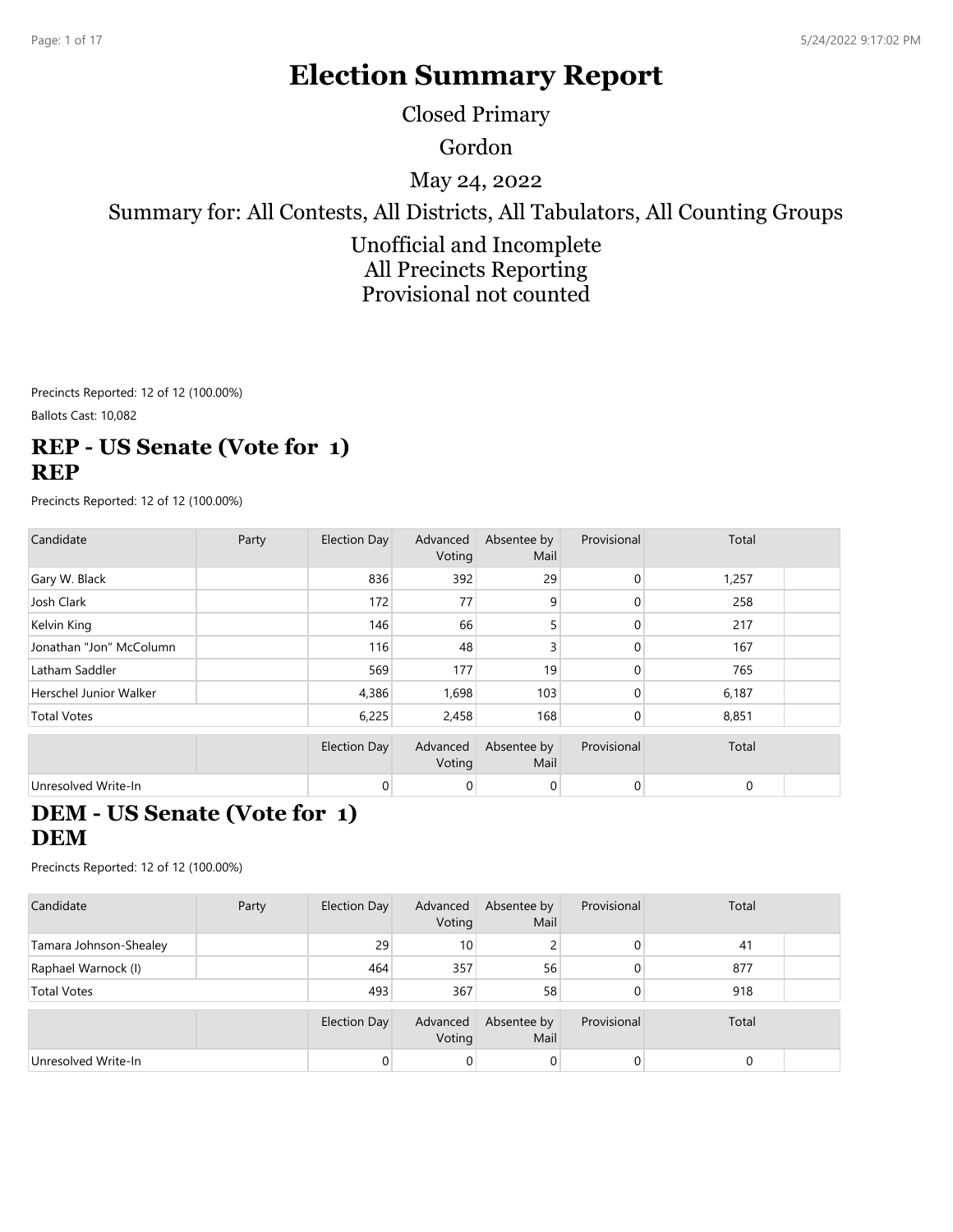# Election Summary Report

Closed Primary

Gordon

May 24, 2022

Summary for: All Contests, All Districts, All Tabulators, All Counting Groups

Unofficial and Incomplete
All Precincts Reporting
Provisional not counted

Precincts Reported: 12 of 12 (100.00%)

Ballots Cast: 10,082

## REP - US Senate (Vote for 1) REP

Precincts Reported: 12 of 12 (100.00%)

| Candidate | Party | Election Day | Advanced Voting | Absentee by Mail | Provisional | Total |
|---|---|---|---|---|---|---|
| Gary W. Black | | 836 | 392 | 29 | 0 | 1,257 |
| Josh Clark | | 172 | 77 | 9 | 0 | 258 |
| Kelvin King | | 146 | 66 | 5 | 0 | 217 |
| Jonathan "Jon" McColumn | | 116 | 48 | 3 | 0 | 167 |
| Latham Saddler | | 569 | 177 | 19 | 0 | 765 |
| Herschel Junior Walker | | 4,386 | 1,698 | 103 | 0 | 6,187 |
| Total Votes | | 6,225 | 2,458 | 168 | 0 | 8,851 |

| | | Election Day | Advanced Voting | Absentee by Mail | Provisional | Total |
|---|---|---|---|---|---|---|
| Unresolved Write-In | | 0 | 0 | 0 | 0 | 0 |

## DEM - US Senate (Vote for 1) DEM

Precincts Reported: 12 of 12 (100.00%)

| Candidate | Party | Election Day | Advanced Voting | Absentee by Mail | Provisional | Total |
|---|---|---|---|---|---|---|
| Tamara Johnson-Shealey | | 29 | 10 | 2 | 0 | 41 |
| Raphael Warnock (I) | | 464 | 357 | 56 | 0 | 877 |
| Total Votes | | 493 | 367 | 58 | 0 | 918 |

| | | Election Day | Advanced Voting | Absentee by Mail | Provisional | Total |
|---|---|---|---|---|---|---|
| Unresolved Write-In | | 0 | 0 | 0 | 0 | 0 |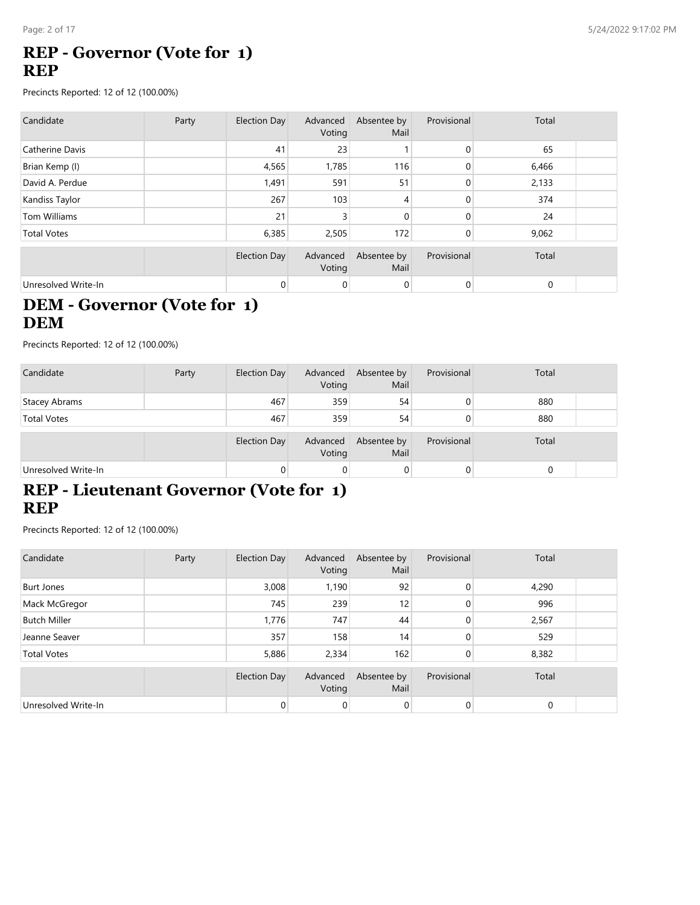## REP - Governor (Vote for 1)
## REP

Precincts Reported: 12 of 12 (100.00%)

| Candidate | Party | Election Day | Advanced Voting | Absentee by Mail | Provisional | Total |
|---|---|---|---|---|---|---|
| Catherine Davis | | 41 | 23 | 1 | 0 | 65 |
| Brian Kemp (I) | | 4,565 | 1,785 | 116 | 0 | 6,466 |
| David A. Perdue | | 1,491 | 591 | 51 | 0 | 2,133 |
| Kandiss Taylor | | 267 | 103 | 4 | 0 | 374 |
| Tom Williams | | 21 | 3 | 0 | 0 | 24 |
| Total Votes | | 6,385 | 2,505 | 172 | 0 | 9,062 |

| | | Election Day | Advanced Voting | Absentee by Mail | Provisional | Total |
|---|---|---|---|---|---|---|
| Unresolved Write-In | | 0 | 0 | 0 | 0 | 0 |

## DEM - Governor (Vote for 1)
## DEM

Precincts Reported: 12 of 12 (100.00%)

| Candidate | Party | Election Day | Advanced Voting | Absentee by Mail | Provisional | Total |
|---|---|---|---|---|---|---|
| Stacey Abrams | | 467 | 359 | 54 | 0 | 880 |
| Total Votes | | 467 | 359 | 54 | 0 | 880 |

| | | Election Day | Advanced Voting | Absentee by Mail | Provisional | Total |
|---|---|---|---|---|---|---|
| Unresolved Write-In | | 0 | 0 | 0 | 0 | 0 |

## REP - Lieutenant Governor (Vote for 1)
## REP

Precincts Reported: 12 of 12 (100.00%)

| Candidate | Party | Election Day | Advanced Voting | Absentee by Mail | Provisional | Total |
|---|---|---|---|---|---|---|
| Burt Jones | | 3,008 | 1,190 | 92 | 0 | 4,290 |
| Mack McGregor | | 745 | 239 | 12 | 0 | 996 |
| Butch Miller | | 1,776 | 747 | 44 | 0 | 2,567 |
| Jeanne Seaver | | 357 | 158 | 14 | 0 | 529 |
| Total Votes | | 5,886 | 2,334 | 162 | 0 | 8,382 |

| | | Election Day | Advanced Voting | Absentee by Mail | Provisional | Total |
|---|---|---|---|---|---|---|
| Unresolved Write-In | | 0 | 0 | 0 | 0 | 0 |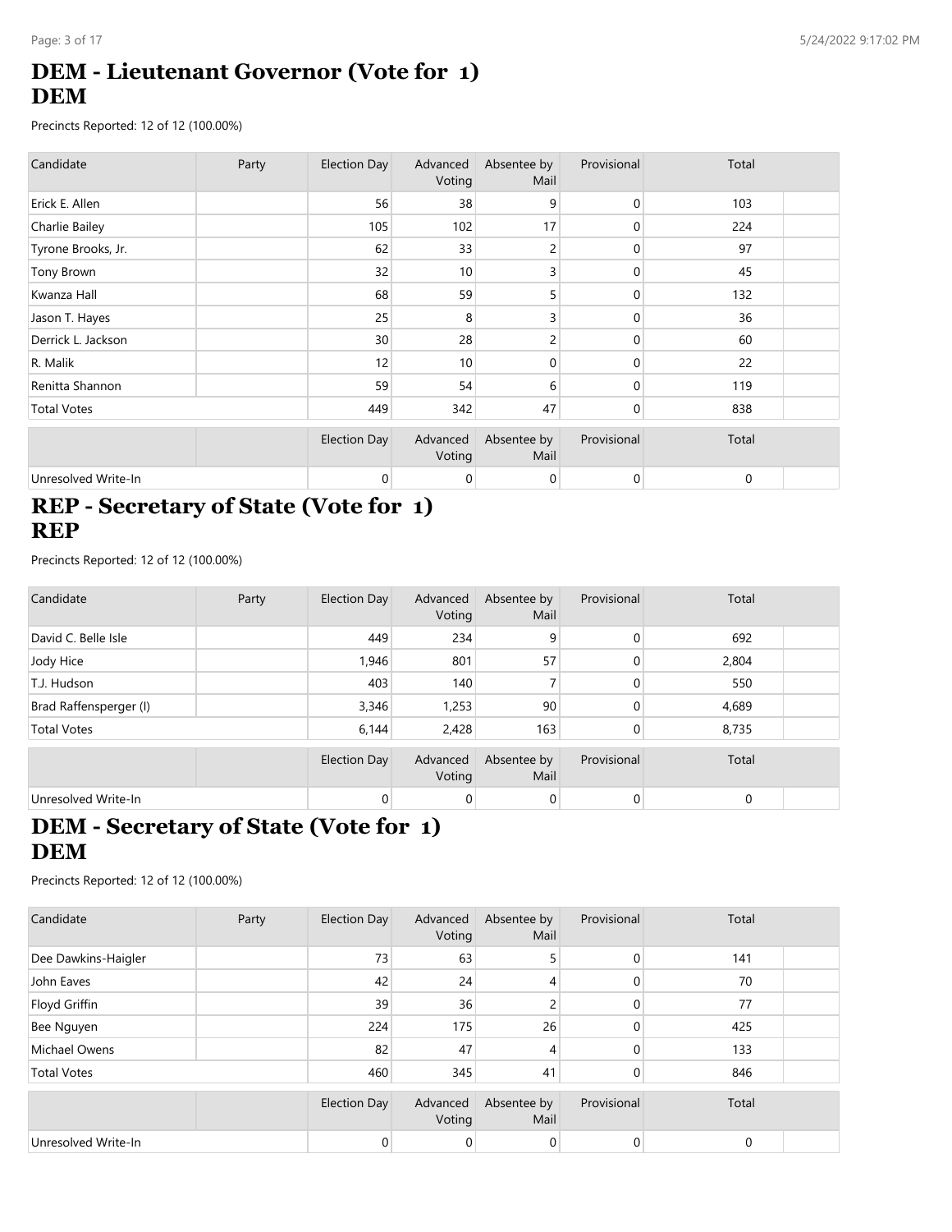# DEM - Lieutenant Governor (Vote for 1)
# DEM

Precincts Reported: 12 of 12 (100.00%)

| Candidate | Party | Election Day | Advanced Voting | Absentee by Mail | Provisional | Total |
|---|---|---|---|---|---|---|
| Erick E. Allen | | 56 | 38 | 9 | 0 | 103 |
| Charlie Bailey | | 105 | 102 | 17 | 0 | 224 |
| Tyrone Brooks, Jr. | | 62 | 33 | 2 | 0 | 97 |
| Tony Brown | | 32 | 10 | 3 | 0 | 45 |
| Kwanza Hall | | 68 | 59 | 5 | 0 | 132 |
| Jason T. Hayes | | 25 | 8 | 3 | 0 | 36 |
| Derrick L. Jackson | | 30 | 28 | 2 | 0 | 60 |
| R. Malik | | 12 | 10 | 0 | 0 | 22 |
| Renitta Shannon | | 59 | 54 | 6 | 0 | 119 |
| Total Votes | | 449 | 342 | 47 | 0 | 838 |

| | | Election Day | Advanced Voting | Absentee by Mail | Provisional | Total |
|---|---|---|---|---|---|---|
| Unresolved Write-In | | 0 | 0 | 0 | 0 | 0 |

# REP - Secretary of State (Vote for 1)
# REP

Precincts Reported: 12 of 12 (100.00%)

| Candidate | Party | Election Day | Advanced Voting | Absentee by Mail | Provisional | Total |
|---|---|---|---|---|---|---|
| David C. Belle Isle | | 449 | 234 | 9 | 0 | 692 |
| Jody Hice | | 1,946 | 801 | 57 | 0 | 2,804 |
| T.J. Hudson | | 403 | 140 | 7 | 0 | 550 |
| Brad Raffensperger (I) | | 3,346 | 1,253 | 90 | 0 | 4,689 |
| Total Votes | | 6,144 | 2,428 | 163 | 0 | 8,735 |

| | | Election Day | Advanced Voting | Absentee by Mail | Provisional | Total |
|---|---|---|---|---|---|---|
| Unresolved Write-In | | 0 | 0 | 0 | 0 | 0 |

# DEM - Secretary of State (Vote for 1)
# DEM

Precincts Reported: 12 of 12 (100.00%)

| Candidate | Party | Election Day | Advanced Voting | Absentee by Mail | Provisional | Total |
|---|---|---|---|---|---|---|
| Dee Dawkins-Haigler | | 73 | 63 | 5 | 0 | 141 |
| John Eaves | | 42 | 24 | 4 | 0 | 70 |
| Floyd Griffin | | 39 | 36 | 2 | 0 | 77 |
| Bee Nguyen | | 224 | 175 | 26 | 0 | 425 |
| Michael Owens | | 82 | 47 | 4 | 0 | 133 |
| Total Votes | | 460 | 345 | 41 | 0 | 846 |

| | | Election Day | Advanced Voting | Absentee by Mail | Provisional | Total |
|---|---|---|---|---|---|---|
| Unresolved Write-In | | 0 | 0 | 0 | 0 | 0 |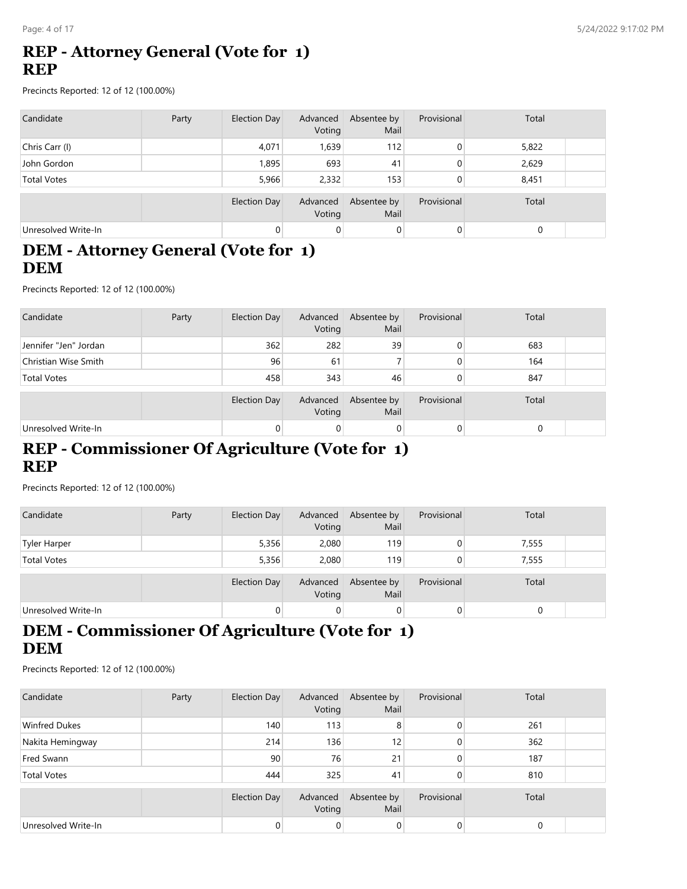## REP - Attorney General (Vote for 1)
## REP

Precincts Reported: 12 of 12 (100.00%)

| Candidate | Party | Election Day | Advanced Voting | Absentee by Mail | Provisional | Total |
|---|---|---|---|---|---|---|
| Chris Carr (I) | | 4,071 | 1,639 | 112 | 0 | 5,822 |
| John Gordon | | 1,895 | 693 | 41 | 0 | 2,629 |
| Total Votes | | 5,966 | 2,332 | 153 | 0 | 8,451 |

| | | Election Day | Advanced Voting | Absentee by Mail | Provisional | Total |
|---|---|---|---|---|---|---|
| Unresolved Write-In | | 0 | 0 | 0 | 0 | 0 |

## DEM - Attorney General (Vote for 1)
## DEM

Precincts Reported: 12 of 12 (100.00%)

| Candidate | Party | Election Day | Advanced Voting | Absentee by Mail | Provisional | Total |
|---|---|---|---|---|---|---|
| Jennifer "Jen" Jordan | | 362 | 282 | 39 | 0 | 683 |
| Christian Wise Smith | | 96 | 61 | 7 | 0 | 164 |
| Total Votes | | 458 | 343 | 46 | 0 | 847 |

| | | Election Day | Advanced Voting | Absentee by Mail | Provisional | Total |
|---|---|---|---|---|---|---|
| Unresolved Write-In | | 0 | 0 | 0 | 0 | 0 |

## REP - Commissioner Of Agriculture (Vote for 1)
## REP

Precincts Reported: 12 of 12 (100.00%)

| Candidate | Party | Election Day | Advanced Voting | Absentee by Mail | Provisional | Total |
|---|---|---|---|---|---|---|
| Tyler Harper | | 5,356 | 2,080 | 119 | 0 | 7,555 |
| Total Votes | | 5,356 | 2,080 | 119 | 0 | 7,555 |

| | | Election Day | Advanced Voting | Absentee by Mail | Provisional | Total |
|---|---|---|---|---|---|---|
| Unresolved Write-In | | 0 | 0 | 0 | 0 | 0 |

## DEM - Commissioner Of Agriculture (Vote for 1)
## DEM

Precincts Reported: 12 of 12 (100.00%)

| Candidate | Party | Election Day | Advanced Voting | Absentee by Mail | Provisional | Total |
|---|---|---|---|---|---|---|
| Winfred Dukes | | 140 | 113 | 8 | 0 | 261 |
| Nakita Hemingway | | 214 | 136 | 12 | 0 | 362 |
| Fred Swann | | 90 | 76 | 21 | 0 | 187 |
| Total Votes | | 444 | 325 | 41 | 0 | 810 |

| | | Election Day | Advanced Voting | Absentee by Mail | Provisional | Total |
|---|---|---|---|---|---|---|
| Unresolved Write-In | | 0 | 0 | 0 | 0 | 0 |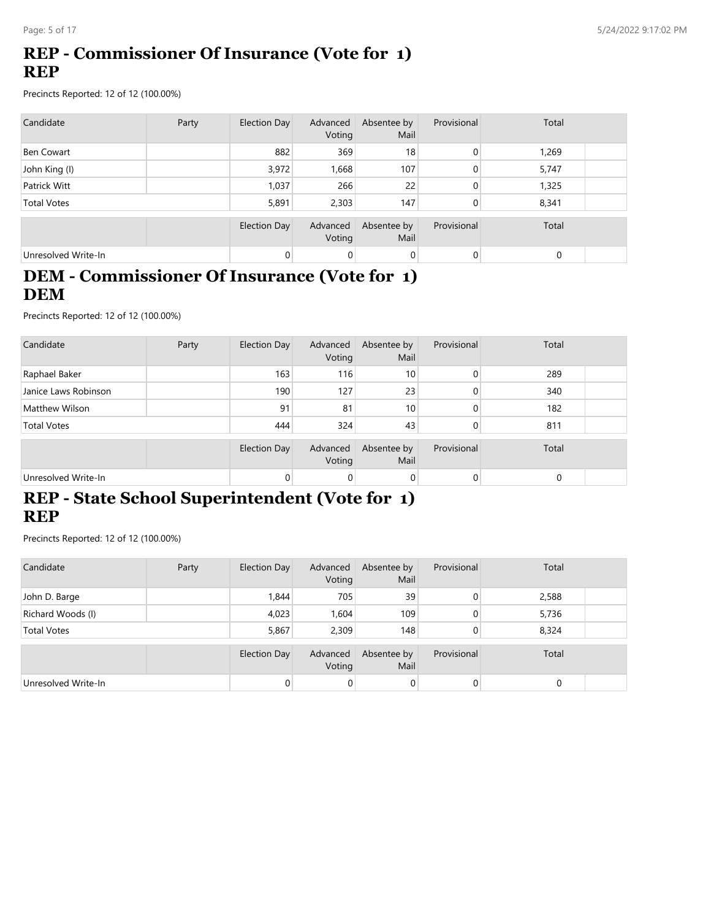## REP - Commissioner Of Insurance (Vote for 1)
## REP

Precincts Reported: 12 of 12 (100.00%)

| Candidate | Party | Election Day | Advanced Voting | Absentee by Mail | Provisional | Total |
|---|---|---|---|---|---|---|
| Ben Cowart | | 882 | 369 | 18 | 0 | 1,269 |
| John King (I) | | 3,972 | 1,668 | 107 | 0 | 5,747 |
| Patrick Witt | | 1,037 | 266 | 22 | 0 | 1,325 |
| Total Votes | | 5,891 | 2,303 | 147 | 0 | 8,341 |

| | Election Day | Advanced Voting | Absentee by Mail | Provisional | Total |
|---|---|---|---|---|---|
| Unresolved Write-In | 0 | 0 | 0 | 0 | 0 |

## DEM - Commissioner Of Insurance (Vote for 1)
## DEM

Precincts Reported: 12 of 12 (100.00%)

| Candidate | Party | Election Day | Advanced Voting | Absentee by Mail | Provisional | Total |
|---|---|---|---|---|---|---|
| Raphael Baker | | 163 | 116 | 10 | 0 | 289 |
| Janice Laws Robinson | | 190 | 127 | 23 | 0 | 340 |
| Matthew Wilson | | 91 | 81 | 10 | 0 | 182 |
| Total Votes | | 444 | 324 | 43 | 0 | 811 |

| | Election Day | Advanced Voting | Absentee by Mail | Provisional | Total |
|---|---|---|---|---|---|
| Unresolved Write-In | 0 | 0 | 0 | 0 | 0 |

## REP - State School Superintendent (Vote for 1)
## REP

Precincts Reported: 12 of 12 (100.00%)

| Candidate | Party | Election Day | Advanced Voting | Absentee by Mail | Provisional | Total |
|---|---|---|---|---|---|---|
| John D. Barge | | 1,844 | 705 | 39 | 0 | 2,588 |
| Richard Woods (I) | | 4,023 | 1,604 | 109 | 0 | 5,736 |
| Total Votes | | 5,867 | 2,309 | 148 | 0 | 8,324 |

| | Election Day | Advanced Voting | Absentee by Mail | Provisional | Total |
|---|---|---|---|---|---|
| Unresolved Write-In | 0 | 0 | 0 | 0 | 0 |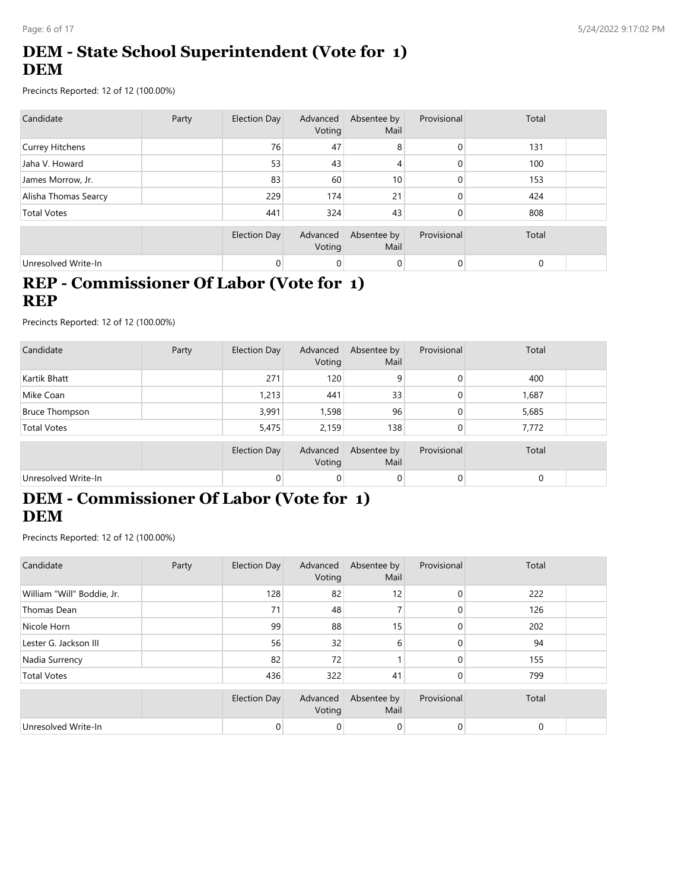# DEM - State School Superintendent (Vote for 1)
# DEM

Precincts Reported: 12 of 12 (100.00%)

| Candidate | Party | Election Day | Advanced Voting | Absentee by Mail | Provisional | Total |
|---|---|---|---|---|---|---|
| Currey Hitchens | | 76 | 47 | 8 | 0 | 131 |
| Jaha V. Howard | | 53 | 43 | 4 | 0 | 100 |
| James Morrow, Jr. | | 83 | 60 | 10 | 0 | 153 |
| Alisha Thomas Searcy | | 229 | 174 | 21 | 0 | 424 |
| Total Votes | | 441 | 324 | 43 | 0 | 808 |

| | | Election Day | Advanced Voting | Absentee by Mail | Provisional | Total |
|---|---|---|---|---|---|---|
| Unresolved Write-In | | 0 | 0 | 0 | 0 | 0 |

# REP - Commissioner Of Labor (Vote for 1)
# REP

Precincts Reported: 12 of 12 (100.00%)

| Candidate | Party | Election Day | Advanced Voting | Absentee by Mail | Provisional | Total |
|---|---|---|---|---|---|---|
| Kartik Bhatt | | 271 | 120 | 9 | 0 | 400 |
| Mike Coan | | 1,213 | 441 | 33 | 0 | 1,687 |
| Bruce Thompson | | 3,991 | 1,598 | 96 | 0 | 5,685 |
| Total Votes | | 5,475 | 2,159 | 138 | 0 | 7,772 |

| | | Election Day | Advanced Voting | Absentee by Mail | Provisional | Total |
|---|---|---|---|---|---|---|
| Unresolved Write-In | | 0 | 0 | 0 | 0 | 0 |

# DEM - Commissioner Of Labor (Vote for 1)
# DEM

Precincts Reported: 12 of 12 (100.00%)

| Candidate | Party | Election Day | Advanced Voting | Absentee by Mail | Provisional | Total |
|---|---|---|---|---|---|---|
| William "Will" Boddie, Jr. | | 128 | 82 | 12 | 0 | 222 |
| Thomas Dean | | 71 | 48 | 7 | 0 | 126 |
| Nicole Horn | | 99 | 88 | 15 | 0 | 202 |
| Lester G. Jackson III | | 56 | 32 | 6 | 0 | 94 |
| Nadia Surrency | | 82 | 72 | 1 | 0 | 155 |
| Total Votes | | 436 | 322 | 41 | 0 | 799 |

| | | Election Day | Advanced Voting | Absentee by Mail | Provisional | Total |
|---|---|---|---|---|---|---|
| Unresolved Write-In | | 0 | 0 | 0 | 0 | 0 |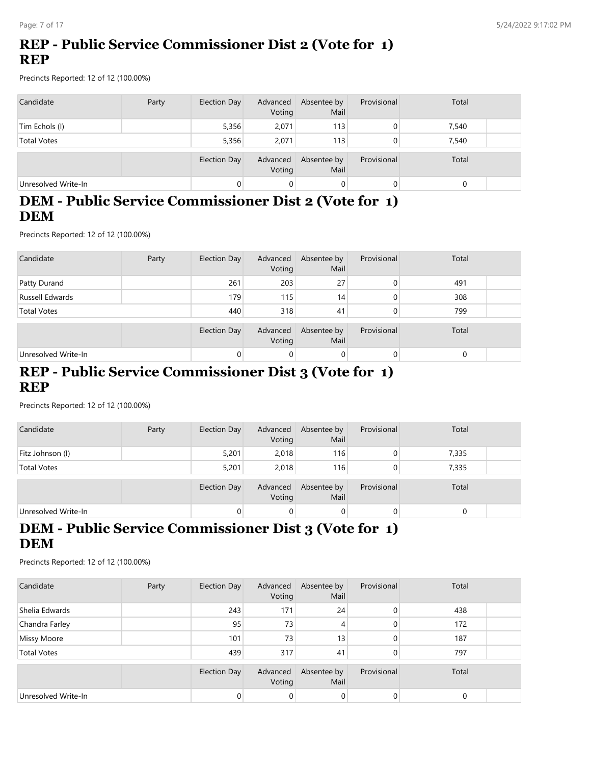# REP - Public Service Commissioner Dist 2 (Vote for 1) REP

Precincts Reported: 12 of 12 (100.00%)

| Candidate | Party | Election Day | Advanced Voting | Absentee by Mail | Provisional | Total |
|---|---|---|---|---|---|---|
| Tim Echols (I) | | 5,356 | 2,071 | 113 | 0 | 7,540 |
| Total Votes | | 5,356 | 2,071 | 113 | 0 | 7,540 |

| | | Election Day | Advanced Voting | Absentee by Mail | Provisional | Total |
|---|---|---|---|---|---|---|
| Unresolved Write-In | | 0 | 0 | 0 | 0 | 0 |

# DEM - Public Service Commissioner Dist 2 (Vote for 1) DEM

Precincts Reported: 12 of 12 (100.00%)

| Candidate | Party | Election Day | Advanced Voting | Absentee by Mail | Provisional | Total |
|---|---|---|---|---|---|---|
| Patty Durand | | 261 | 203 | 27 | 0 | 491 |
| Russell Edwards | | 179 | 115 | 14 | 0 | 308 |
| Total Votes | | 440 | 318 | 41 | 0 | 799 |

| | | Election Day | Advanced Voting | Absentee by Mail | Provisional | Total |
|---|---|---|---|---|---|---|
| Unresolved Write-In | | 0 | 0 | 0 | 0 | 0 |

# REP - Public Service Commissioner Dist 3 (Vote for 1) REP

Precincts Reported: 12 of 12 (100.00%)

| Candidate | Party | Election Day | Advanced Voting | Absentee by Mail | Provisional | Total |
|---|---|---|---|---|---|---|
| Fitz Johnson (I) | | 5,201 | 2,018 | 116 | 0 | 7,335 |
| Total Votes | | 5,201 | 2,018 | 116 | 0 | 7,335 |

| | | Election Day | Advanced Voting | Absentee by Mail | Provisional | Total |
|---|---|---|---|---|---|---|
| Unresolved Write-In | | 0 | 0 | 0 | 0 | 0 |

# DEM - Public Service Commissioner Dist 3 (Vote for 1) DEM

Precincts Reported: 12 of 12 (100.00%)

| Candidate | Party | Election Day | Advanced Voting | Absentee by Mail | Provisional | Total |
|---|---|---|---|---|---|---|
| Shelia Edwards | | 243 | 171 | 24 | 0 | 438 |
| Chandra Farley | | 95 | 73 | 4 | 0 | 172 |
| Missy Moore | | 101 | 73 | 13 | 0 | 187 |
| Total Votes | | 439 | 317 | 41 | 0 | 797 |

| | | Election Day | Advanced Voting | Absentee by Mail | Provisional | Total |
|---|---|---|---|---|---|---|
| Unresolved Write-In | | 0 | 0 | 0 | 0 | 0 |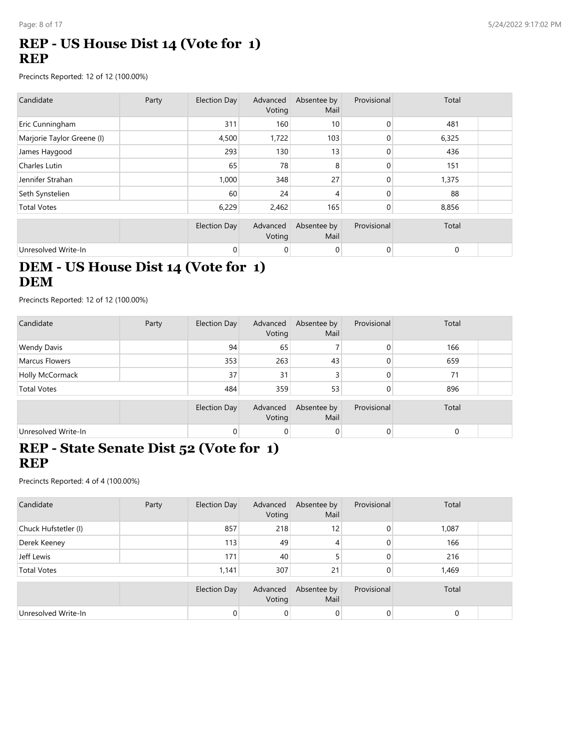## REP - US House Dist 14 (Vote for 1)
## REP

Precincts Reported: 12 of 12 (100.00%)

| Candidate | Party | Election Day | Advanced Voting | Absentee by Mail | Provisional | Total |
|---|---|---|---|---|---|---|
| Eric Cunningham | | 311 | 160 | 10 | 0 | 481 |
| Marjorie Taylor Greene (I) | | 4,500 | 1,722 | 103 | 0 | 6,325 |
| James Haygood | | 293 | 130 | 13 | 0 | 436 |
| Charles Lutin | | 65 | 78 | 8 | 0 | 151 |
| Jennifer Strahan | | 1,000 | 348 | 27 | 0 | 1,375 |
| Seth Synstelien | | 60 | 24 | 4 | 0 | 88 |
| Total Votes | | 6,229 | 2,462 | 165 | 0 | 8,856 |

| | | Election Day | Advanced Voting | Absentee by Mail | Provisional | Total |
|---|---|---|---|---|---|---|
| Unresolved Write-In | | 0 | 0 | 0 | 0 | 0 |

## DEM - US House Dist 14 (Vote for 1)
## DEM

Precincts Reported: 12 of 12 (100.00%)

| Candidate | Party | Election Day | Advanced Voting | Absentee by Mail | Provisional | Total |
|---|---|---|---|---|---|---|
| Wendy Davis | | 94 | 65 | 7 | 0 | 166 |
| Marcus Flowers | | 353 | 263 | 43 | 0 | 659 |
| Holly McCormack | | 37 | 31 | 3 | 0 | 71 |
| Total Votes | | 484 | 359 | 53 | 0 | 896 |

| | | Election Day | Advanced Voting | Absentee by Mail | Provisional | Total |
|---|---|---|---|---|---|---|
| Unresolved Write-In | | 0 | 0 | 0 | 0 | 0 |

## REP - State Senate Dist 52 (Vote for 1)
## REP

Precincts Reported: 4 of 4 (100.00%)

| Candidate | Party | Election Day | Advanced Voting | Absentee by Mail | Provisional | Total |
|---|---|---|---|---|---|---|
| Chuck Hufstetler (I) | | 857 | 218 | 12 | 0 | 1,087 |
| Derek Keeney | | 113 | 49 | 4 | 0 | 166 |
| Jeff Lewis | | 171 | 40 | 5 | 0 | 216 |
| Total Votes | | 1,141 | 307 | 21 | 0 | 1,469 |

| | | Election Day | Advanced Voting | Absentee by Mail | Provisional | Total |
|---|---|---|---|---|---|---|
| Unresolved Write-In | | 0 | 0 | 0 | 0 | 0 |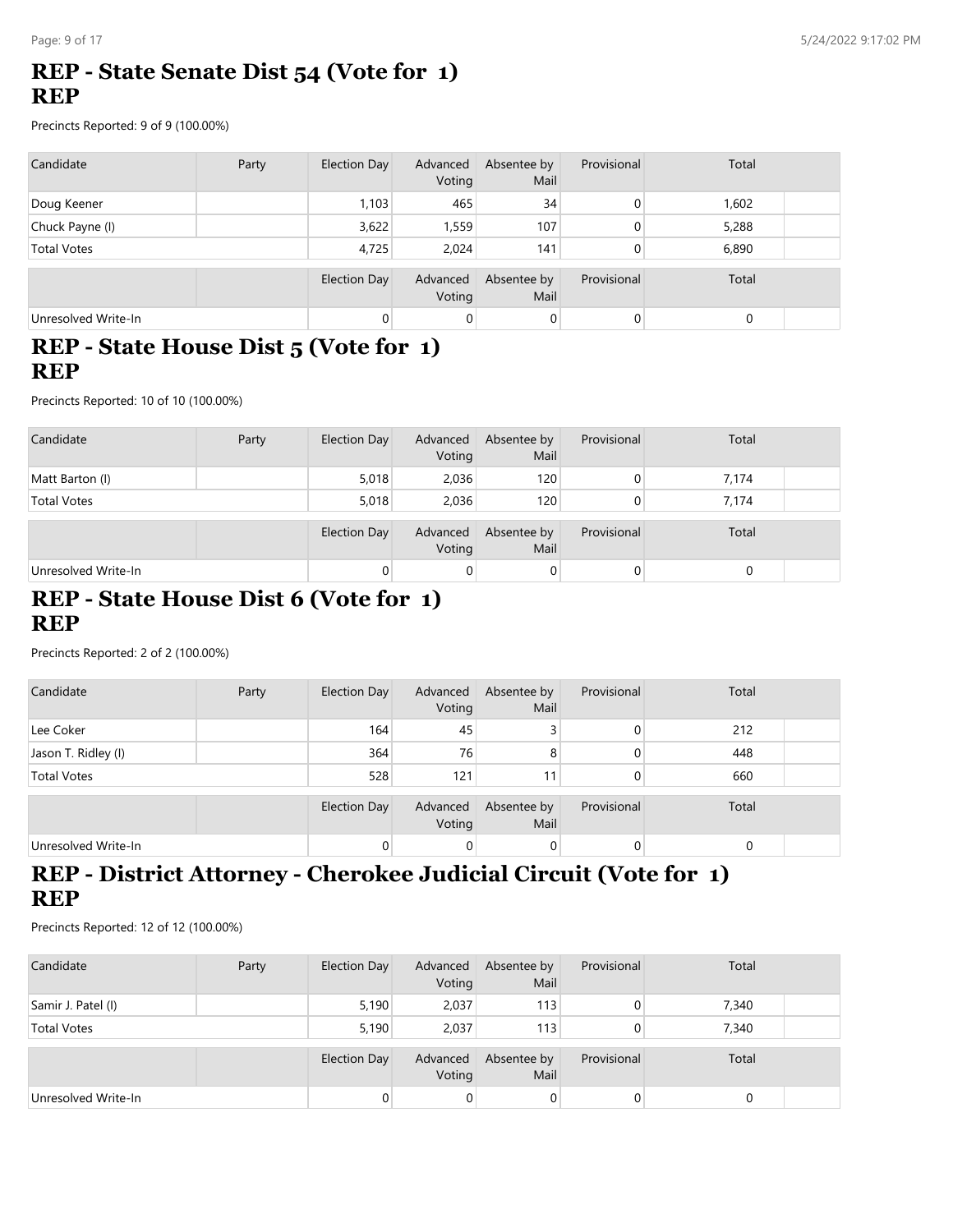## REP - State Senate Dist 54 (Vote for 1)
## REP

Precincts Reported: 9 of 9 (100.00%)

| Candidate | Party | Election Day | Advanced Voting | Absentee by Mail | Provisional | Total |
|---|---|---|---|---|---|---|
| Doug Keener | | 1,103 | 465 | 34 | 0 | 1,602 |
| Chuck Payne (I) | | 3,622 | 1,559 | 107 | 0 | 5,288 |
| Total Votes | | 4,725 | 2,024 | 141 | 0 | 6,890 |

| | | Election Day | Advanced Voting | Absentee by Mail | Provisional | Total |
|---|---|---|---|---|---|---|
| Unresolved Write-In | | 0 | 0 | 0 | 0 | 0 |

## REP - State House Dist 5 (Vote for 1)
## REP

Precincts Reported: 10 of 10 (100.00%)

| Candidate | Party | Election Day | Advanced Voting | Absentee by Mail | Provisional | Total |
|---|---|---|---|---|---|---|
| Matt Barton (I) | | 5,018 | 2,036 | 120 | 0 | 7,174 |
| Total Votes | | 5,018 | 2,036 | 120 | 0 | 7,174 |

| | | Election Day | Advanced Voting | Absentee by Mail | Provisional | Total |
|---|---|---|---|---|---|---|
| Unresolved Write-In | | 0 | 0 | 0 | 0 | 0 |

## REP - State House Dist 6 (Vote for 1)
## REP

Precincts Reported: 2 of 2 (100.00%)

| Candidate | Party | Election Day | Advanced Voting | Absentee by Mail | Provisional | Total |
|---|---|---|---|---|---|---|
| Lee Coker | | 164 | 45 | 3 | 0 | 212 |
| Jason T. Ridley (I) | | 364 | 76 | 8 | 0 | 448 |
| Total Votes | | 528 | 121 | 11 | 0 | 660 |

| | | Election Day | Advanced Voting | Absentee by Mail | Provisional | Total |
|---|---|---|---|---|---|---|
| Unresolved Write-In | | 0 | 0 | 0 | 0 | 0 |

## REP - District Attorney - Cherokee Judicial Circuit (Vote for 1)
## REP

Precincts Reported: 12 of 12 (100.00%)

| Candidate | Party | Election Day | Advanced Voting | Absentee by Mail | Provisional | Total |
|---|---|---|---|---|---|---|
| Samir J. Patel (I) | | 5,190 | 2,037 | 113 | 0 | 7,340 |
| Total Votes | | 5,190 | 2,037 | 113 | 0 | 7,340 |

| | | Election Day | Advanced Voting | Absentee by Mail | Provisional | Total |
|---|---|---|---|---|---|---|
| Unresolved Write-In | | 0 | 0 | 0 | 0 | 0 |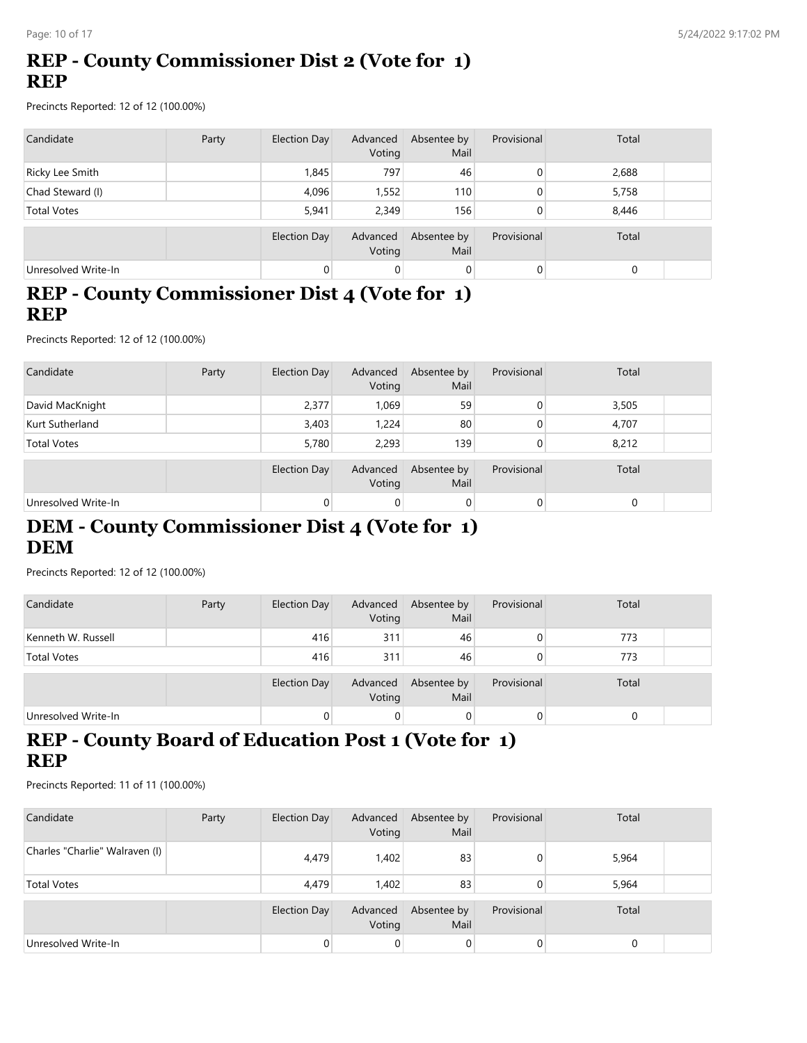## REP - County Commissioner Dist 2 (Vote for 1)
## REP

Precincts Reported: 12 of 12 (100.00%)

| Candidate | Party | Election Day | Advanced Voting | Absentee by Mail | Provisional | Total |
|---|---|---|---|---|---|---|
| Ricky Lee Smith | | 1,845 | 797 | 46 | 0 | 2,688 |
| Chad Steward (I) | | 4,096 | 1,552 | 110 | 0 | 5,758 |
| Total Votes | | 5,941 | 2,349 | 156 | 0 | 8,446 |

| | | Election Day | Advanced Voting | Absentee by Mail | Provisional | Total |
|---|---|---|---|---|---|---|
| Unresolved Write-In | | 0 | 0 | 0 | 0 | 0 |

## REP - County Commissioner Dist 4 (Vote for 1)
## REP

Precincts Reported: 12 of 12 (100.00%)

| Candidate | Party | Election Day | Advanced Voting | Absentee by Mail | Provisional | Total |
|---|---|---|---|---|---|---|
| David MacKnight | | 2,377 | 1,069 | 59 | 0 | 3,505 |
| Kurt Sutherland | | 3,403 | 1,224 | 80 | 0 | 4,707 |
| Total Votes | | 5,780 | 2,293 | 139 | 0 | 8,212 |

| | | Election Day | Advanced Voting | Absentee by Mail | Provisional | Total |
|---|---|---|---|---|---|---|
| Unresolved Write-In | | 0 | 0 | 0 | 0 | 0 |

## DEM - County Commissioner Dist 4 (Vote for 1)
## DEM

Precincts Reported: 12 of 12 (100.00%)

| Candidate | Party | Election Day | Advanced Voting | Absentee by Mail | Provisional | Total |
|---|---|---|---|---|---|---|
| Kenneth W. Russell | | 416 | 311 | 46 | 0 | 773 |
| Total Votes | | 416 | 311 | 46 | 0 | 773 |

| | | Election Day | Advanced Voting | Absentee by Mail | Provisional | Total |
|---|---|---|---|---|---|---|
| Unresolved Write-In | | 0 | 0 | 0 | 0 | 0 |

## REP - County Board of Education Post 1 (Vote for 1)
## REP

Precincts Reported: 11 of 11 (100.00%)

| Candidate | Party | Election Day | Advanced Voting | Absentee by Mail | Provisional | Total |
|---|---|---|---|---|---|---|
| Charles "Charlie" Walraven (I) | | 4,479 | 1,402 | 83 | 0 | 5,964 |
| Total Votes | | 4,479 | 1,402 | 83 | 0 | 5,964 |

| | | Election Day | Advanced Voting | Absentee by Mail | Provisional | Total |
|---|---|---|---|---|---|---|
| Unresolved Write-In | | 0 | 0 | 0 | 0 | 0 |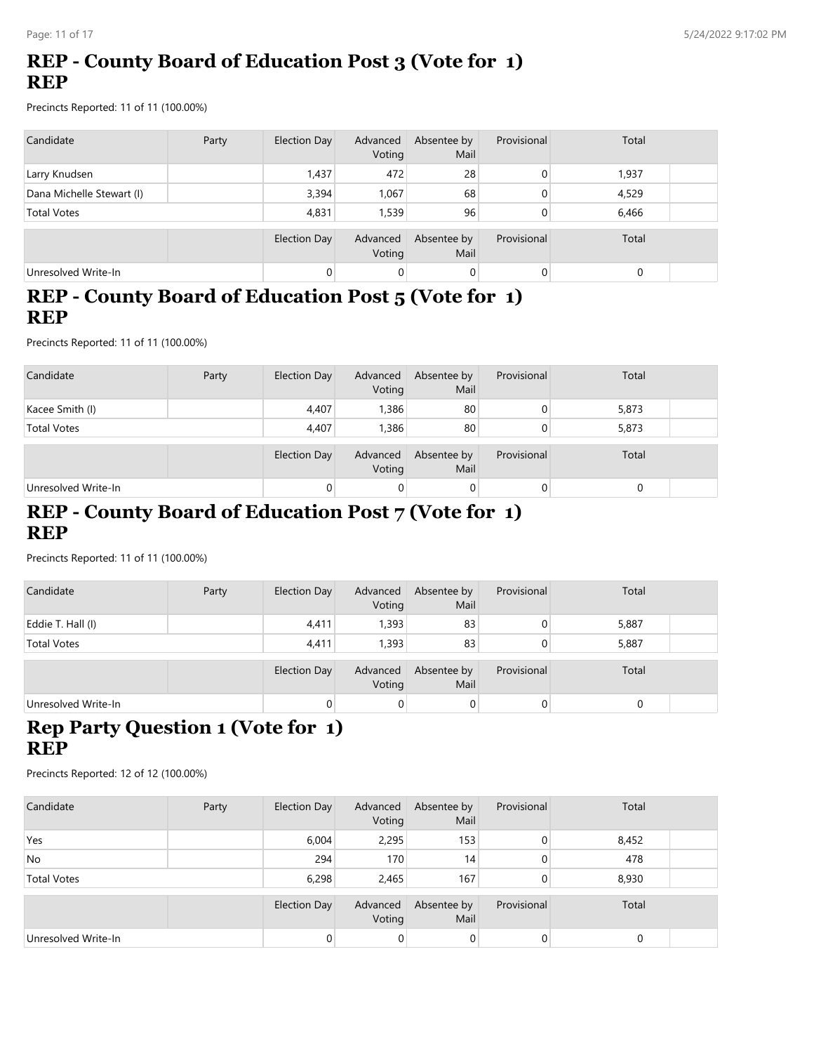## REP - County Board of Education Post 3 (Vote for 1)
## REP

Precincts Reported: 11 of 11 (100.00%)

| Candidate | Party | Election Day | Advanced Voting | Absentee by Mail | Provisional | Total |
|---|---|---|---|---|---|---|
| Larry Knudsen | | 1,437 | 472 | 28 | 0 | 1,937 |
| Dana Michelle Stewart (I) | | 3,394 | 1,067 | 68 | 0 | 4,529 |
| Total Votes | | 4,831 | 1,539 | 96 | 0 | 6,466 |

| | | Election Day | Advanced Voting | Absentee by Mail | Provisional | Total |
|---|---|---|---|---|---|---|
| Unresolved Write-In | | 0 | 0 | 0 | 0 | 0 |

## REP - County Board of Education Post 5 (Vote for 1)
## REP

Precincts Reported: 11 of 11 (100.00%)

| Candidate | Party | Election Day | Advanced Voting | Absentee by Mail | Provisional | Total |
|---|---|---|---|---|---|---|
| Kacee Smith (I) | | 4,407 | 1,386 | 80 | 0 | 5,873 |
| Total Votes | | 4,407 | 1,386 | 80 | 0 | 5,873 |

| | | Election Day | Advanced Voting | Absentee by Mail | Provisional | Total |
|---|---|---|---|---|---|---|
| Unresolved Write-In | | 0 | 0 | 0 | 0 | 0 |

## REP - County Board of Education Post 7 (Vote for 1)
## REP

Precincts Reported: 11 of 11 (100.00%)

| Candidate | Party | Election Day | Advanced Voting | Absentee by Mail | Provisional | Total |
|---|---|---|---|---|---|---|
| Eddie T. Hall (I) | | 4,411 | 1,393 | 83 | 0 | 5,887 |
| Total Votes | | 4,411 | 1,393 | 83 | 0 | 5,887 |

| | | Election Day | Advanced Voting | Absentee by Mail | Provisional | Total |
|---|---|---|---|---|---|---|
| Unresolved Write-In | | 0 | 0 | 0 | 0 | 0 |

## Rep Party Question 1 (Vote for 1)
## REP

Precincts Reported: 12 of 12 (100.00%)

| Candidate | Party | Election Day | Advanced Voting | Absentee by Mail | Provisional | Total |
|---|---|---|---|---|---|---|
| Yes | | 6,004 | 2,295 | 153 | 0 | 8,452 |
| No | | 294 | 170 | 14 | 0 | 478 |
| Total Votes | | 6,298 | 2,465 | 167 | 0 | 8,930 |

| | | Election Day | Advanced Voting | Absentee by Mail | Provisional | Total |
|---|---|---|---|---|---|---|
| Unresolved Write-In | | 0 | 0 | 0 | 0 | 0 |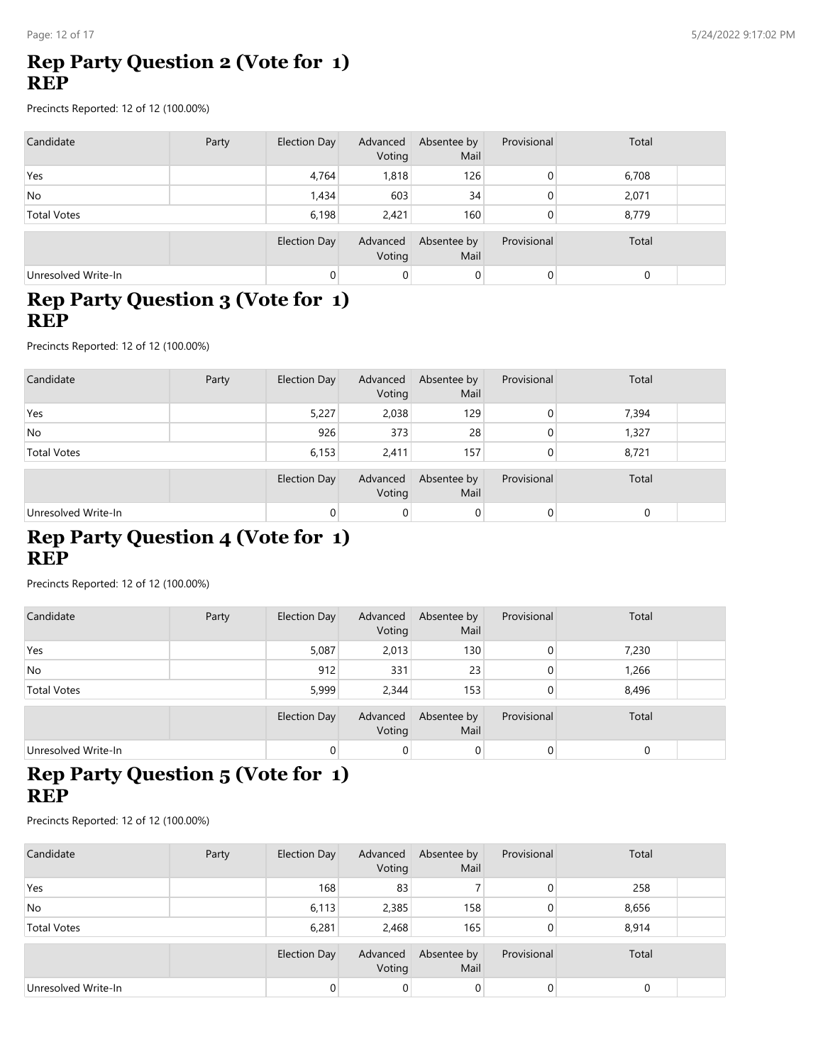## Rep Party Question 2 (Vote for 1)
## REP

Precincts Reported: 12 of 12 (100.00%)

| Candidate | Party | Election Day | Advanced Voting | Absentee by Mail | Provisional | Total |
|---|---|---|---|---|---|---|
| Yes | | 4,764 | 1,818 | 126 | 0 | 6,708 |
| No | | 1,434 | 603 | 34 | 0 | 2,071 |
| Total Votes | | 6,198 | 2,421 | 160 | 0 | 8,779 |

| | | Election Day | Advanced Voting | Absentee by Mail | Provisional | Total |
|---|---|---|---|---|---|---|
| Unresolved Write-In | | 0 | 0 | 0 | 0 | 0 |

## Rep Party Question 3 (Vote for 1)
## REP

Precincts Reported: 12 of 12 (100.00%)

| Candidate | Party | Election Day | Advanced Voting | Absentee by Mail | Provisional | Total |
|---|---|---|---|---|---|---|
| Yes | | 5,227 | 2,038 | 129 | 0 | 7,394 |
| No | | 926 | 373 | 28 | 0 | 1,327 |
| Total Votes | | 6,153 | 2,411 | 157 | 0 | 8,721 |

| | | Election Day | Advanced Voting | Absentee by Mail | Provisional | Total |
|---|---|---|---|---|---|---|
| Unresolved Write-In | | 0 | 0 | 0 | 0 | 0 |

## Rep Party Question 4 (Vote for 1)
## REP

Precincts Reported: 12 of 12 (100.00%)

| Candidate | Party | Election Day | Advanced Voting | Absentee by Mail | Provisional | Total |
|---|---|---|---|---|---|---|
| Yes | | 5,087 | 2,013 | 130 | 0 | 7,230 |
| No | | 912 | 331 | 23 | 0 | 1,266 |
| Total Votes | | 5,999 | 2,344 | 153 | 0 | 8,496 |

| | | Election Day | Advanced Voting | Absentee by Mail | Provisional | Total |
|---|---|---|---|---|---|---|
| Unresolved Write-In | | 0 | 0 | 0 | 0 | 0 |

## Rep Party Question 5 (Vote for 1)
## REP

Precincts Reported: 12 of 12 (100.00%)

| Candidate | Party | Election Day | Advanced Voting | Absentee by Mail | Provisional | Total |
|---|---|---|---|---|---|---|
| Yes | | 168 | 83 | 7 | 0 | 258 |
| No | | 6,113 | 2,385 | 158 | 0 | 8,656 |
| Total Votes | | 6,281 | 2,468 | 165 | 0 | 8,914 |

| | | Election Day | Advanced Voting | Absentee by Mail | Provisional | Total |
|---|---|---|---|---|---|---|
| Unresolved Write-In | | 0 | 0 | 0 | 0 | 0 |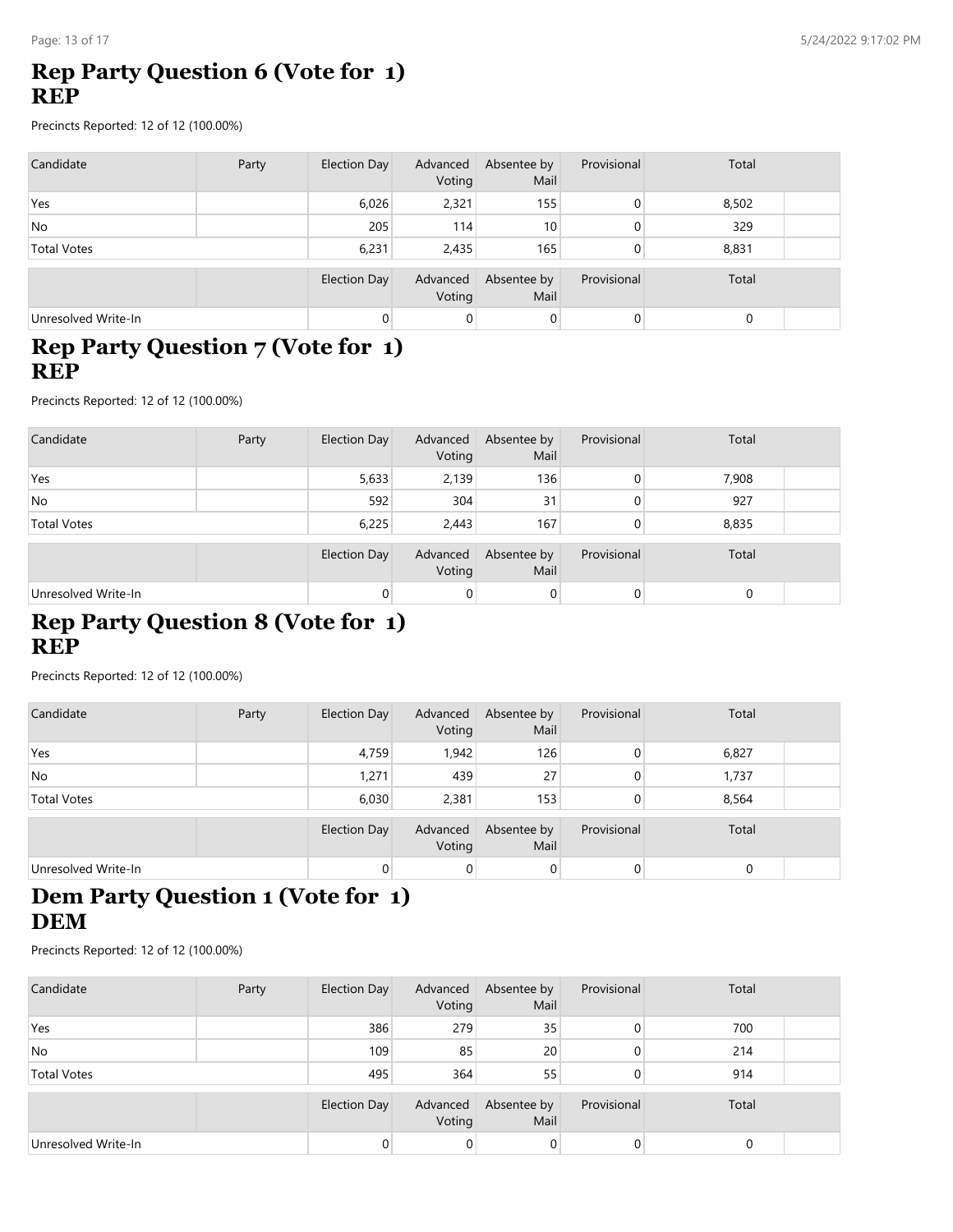## Rep Party Question 6 (Vote for 1)
## REP

Precincts Reported: 12 of 12 (100.00%)

| Candidate | Party | Election Day | Advanced Voting | Absentee by Mail | Provisional | Total |
|---|---|---|---|---|---|---|
| Yes | | 6,026 | 2,321 | 155 | 0 | 8,502 |
| No | | 205 | 114 | 10 | 0 | 329 |
| Total Votes | | 6,231 | 2,435 | 165 | 0 | 8,831 |

| | Election Day | Advanced Voting | Absentee by Mail | Provisional | Total |
|---|---|---|---|---|---|
| Unresolved Write-In | 0 | 0 | 0 | 0 | 0 |

## Rep Party Question 7 (Vote for 1)
## REP

Precincts Reported: 12 of 12 (100.00%)

| Candidate | Party | Election Day | Advanced Voting | Absentee by Mail | Provisional | Total |
|---|---|---|---|---|---|---|
| Yes | | 5,633 | 2,139 | 136 | 0 | 7,908 |
| No | | 592 | 304 | 31 | 0 | 927 |
| Total Votes | | 6,225 | 2,443 | 167 | 0 | 8,835 |

| | Election Day | Advanced Voting | Absentee by Mail | Provisional | Total |
|---|---|---|---|---|---|
| Unresolved Write-In | 0 | 0 | 0 | 0 | 0 |

## Rep Party Question 8 (Vote for 1)
## REP

Precincts Reported: 12 of 12 (100.00%)

| Candidate | Party | Election Day | Advanced Voting | Absentee by Mail | Provisional | Total |
|---|---|---|---|---|---|---|
| Yes | | 4,759 | 1,942 | 126 | 0 | 6,827 |
| No | | 1,271 | 439 | 27 | 0 | 1,737 |
| Total Votes | | 6,030 | 2,381 | 153 | 0 | 8,564 |

| | Election Day | Advanced Voting | Absentee by Mail | Provisional | Total |
|---|---|---|---|---|---|
| Unresolved Write-In | 0 | 0 | 0 | 0 | 0 |

## Dem Party Question 1 (Vote for 1)
## DEM

Precincts Reported: 12 of 12 (100.00%)

| Candidate | Party | Election Day | Advanced Voting | Absentee by Mail | Provisional | Total |
|---|---|---|---|---|---|---|
| Yes | | 386 | 279 | 35 | 0 | 700 |
| No | | 109 | 85 | 20 | 0 | 214 |
| Total Votes | | 495 | 364 | 55 | 0 | 914 |

| | Election Day | Advanced Voting | Absentee by Mail | Provisional | Total |
|---|---|---|---|---|---|
| Unresolved Write-In | 0 | 0 | 0 | 0 | 0 |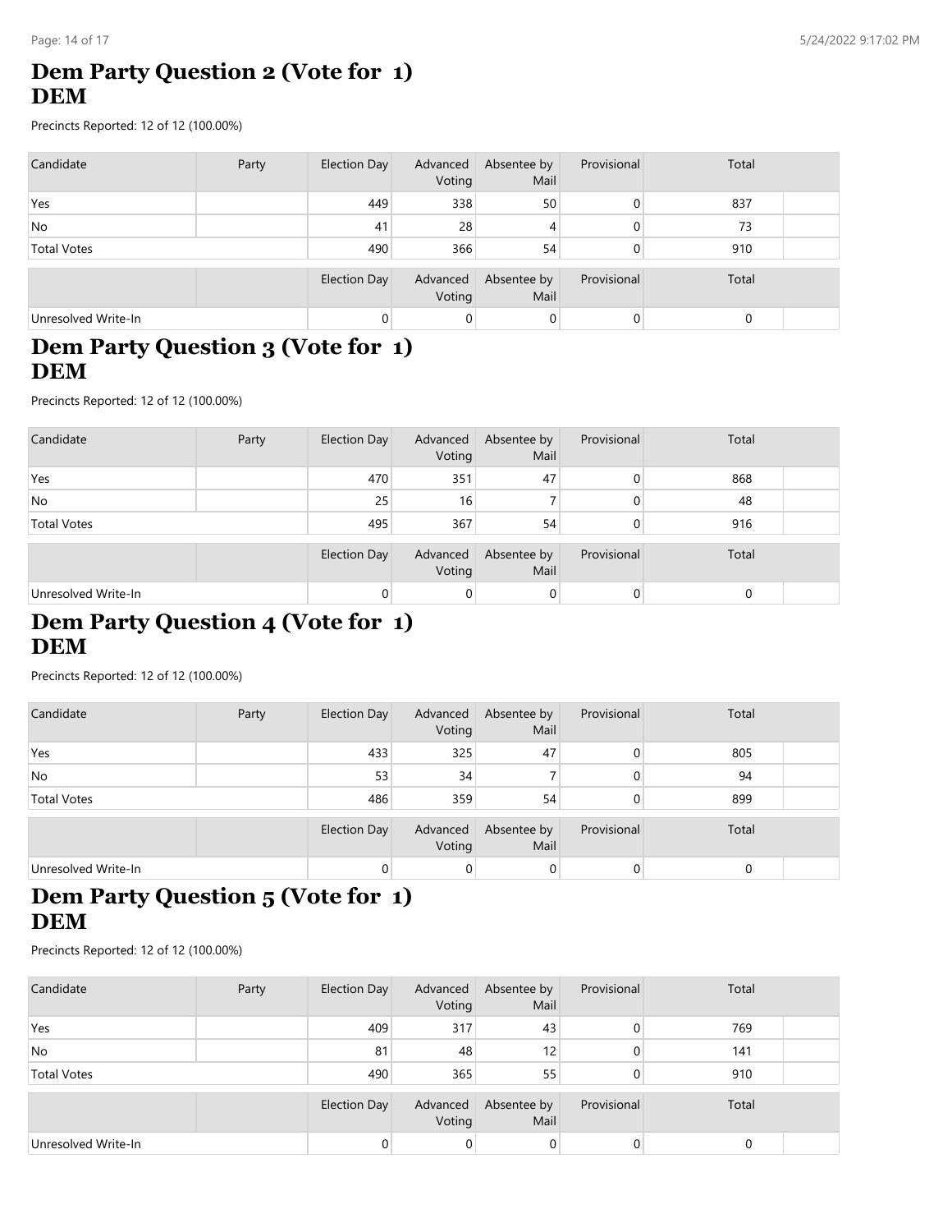## Dem Party Question 2 (Vote for 1)
## DEM

Precincts Reported: 12 of 12 (100.00%)

| Candidate | Party | Election Day | Advanced Voting | Absentee by Mail | Provisional | Total |
|---|---|---|---|---|---|---|
| Yes | | 449 | 338 | 50 | 0 | 837 |
| No | | 41 | 28 | 4 | 0 | 73 |
| Total Votes | | 490 | 366 | 54 | 0 | 910 |

| | | Election Day | Advanced Voting | Absentee by Mail | Provisional | Total |
|---|---|---|---|---|---|---|
| Unresolved Write-In | | 0 | 0 | 0 | 0 | 0 |

## Dem Party Question 3 (Vote for 1)
## DEM

Precincts Reported: 12 of 12 (100.00%)

| Candidate | Party | Election Day | Advanced Voting | Absentee by Mail | Provisional | Total |
|---|---|---|---|---|---|---|
| Yes | | 470 | 351 | 47 | 0 | 868 |
| No | | 25 | 16 | 7 | 0 | 48 |
| Total Votes | | 495 | 367 | 54 | 0 | 916 |

| | | Election Day | Advanced Voting | Absentee by Mail | Provisional | Total |
|---|---|---|---|---|---|---|
| Unresolved Write-In | | 0 | 0 | 0 | 0 | 0 |

## Dem Party Question 4 (Vote for 1)
## DEM

Precincts Reported: 12 of 12 (100.00%)

| Candidate | Party | Election Day | Advanced Voting | Absentee by Mail | Provisional | Total |
|---|---|---|---|---|---|---|
| Yes | | 433 | 325 | 47 | 0 | 805 |
| No | | 53 | 34 | 7 | 0 | 94 |
| Total Votes | | 486 | 359 | 54 | 0 | 899 |

| | | Election Day | Advanced Voting | Absentee by Mail | Provisional | Total |
|---|---|---|---|---|---|---|
| Unresolved Write-In | | 0 | 0 | 0 | 0 | 0 |

## Dem Party Question 5 (Vote for 1)
## DEM

Precincts Reported: 12 of 12 (100.00%)

| Candidate | Party | Election Day | Advanced Voting | Absentee by Mail | Provisional | Total |
|---|---|---|---|---|---|---|
| Yes | | 409 | 317 | 43 | 0 | 769 |
| No | | 81 | 48 | 12 | 0 | 141 |
| Total Votes | | 490 | 365 | 55 | 0 | 910 |

| | | Election Day | Advanced Voting | Absentee by Mail | Provisional | Total |
|---|---|---|---|---|---|---|
| Unresolved Write-In | | 0 | 0 | 0 | 0 | 0 |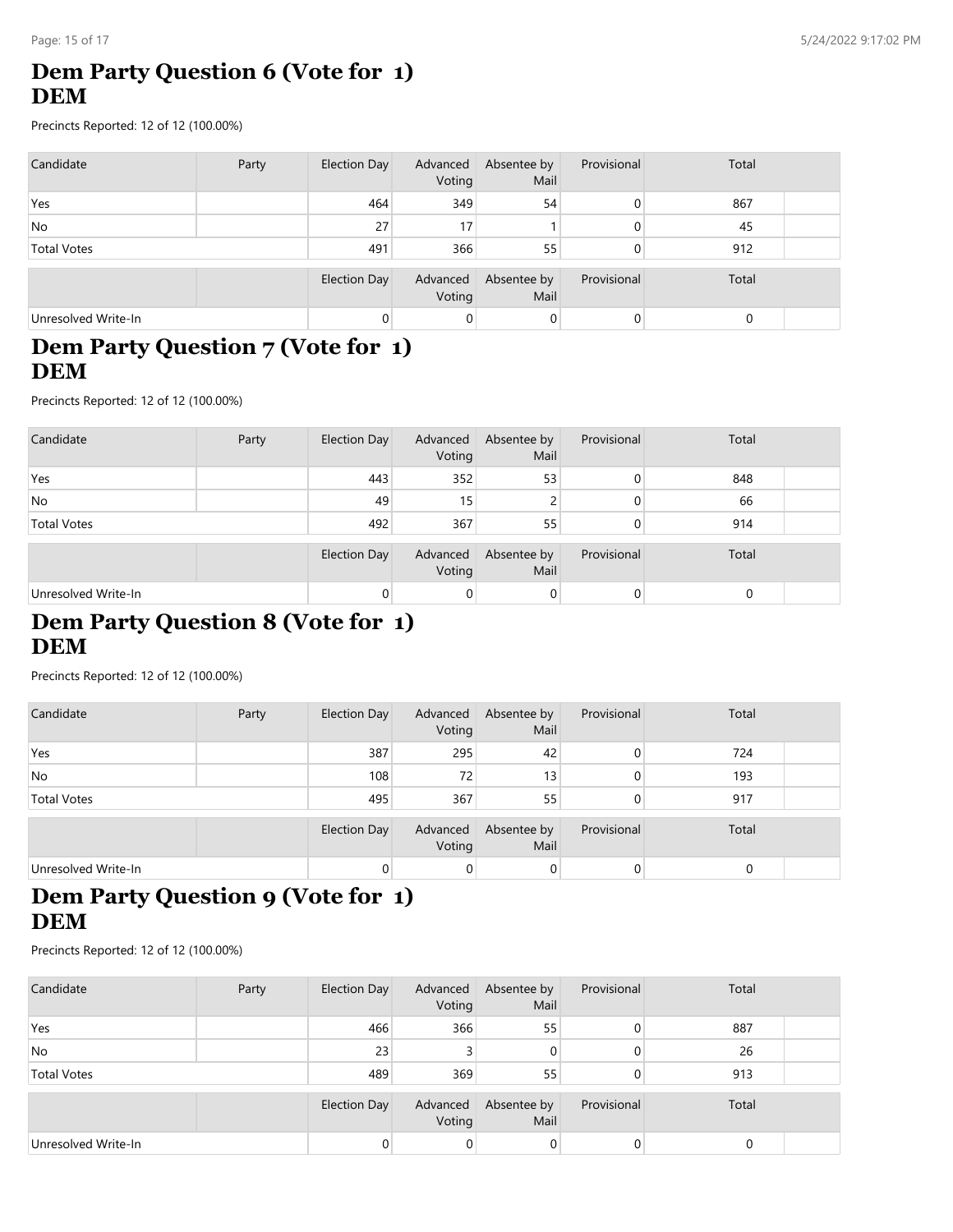## Dem Party Question 6 (Vote for 1) DEM

Precincts Reported: 12 of 12 (100.00%)

| Candidate | Party | Election Day | Advanced Voting | Absentee by Mail | Provisional | Total |
|---|---|---|---|---|---|---|
| Yes | | 464 | 349 | 54 | 0 | 867 |
| No | | 27 | 17 | 1 | 0 | 45 |
| Total Votes | | 491 | 366 | 55 | 0 | 912 |

| | Election Day | Advanced Voting | Absentee by Mail | Provisional | Total |
|---|---|---|---|---|---|
| Unresolved Write-In | 0 | 0 | 0 | 0 | 0 |

## Dem Party Question 7 (Vote for 1) DEM

Precincts Reported: 12 of 12 (100.00%)

| Candidate | Party | Election Day | Advanced Voting | Absentee by Mail | Provisional | Total |
|---|---|---|---|---|---|---|
| Yes | | 443 | 352 | 53 | 0 | 848 |
| No | | 49 | 15 | 2 | 0 | 66 |
| Total Votes | | 492 | 367 | 55 | 0 | 914 |

| | Election Day | Advanced Voting | Absentee by Mail | Provisional | Total |
|---|---|---|---|---|---|
| Unresolved Write-In | 0 | 0 | 0 | 0 | 0 |

## Dem Party Question 8 (Vote for 1) DEM

Precincts Reported: 12 of 12 (100.00%)

| Candidate | Party | Election Day | Advanced Voting | Absentee by Mail | Provisional | Total |
|---|---|---|---|---|---|---|
| Yes | | 387 | 295 | 42 | 0 | 724 |
| No | | 108 | 72 | 13 | 0 | 193 |
| Total Votes | | 495 | 367 | 55 | 0 | 917 |

| | Election Day | Advanced Voting | Absentee by Mail | Provisional | Total |
|---|---|---|---|---|---|
| Unresolved Write-In | 0 | 0 | 0 | 0 | 0 |

## Dem Party Question 9 (Vote for 1) DEM

Precincts Reported: 12 of 12 (100.00%)

| Candidate | Party | Election Day | Advanced Voting | Absentee by Mail | Provisional | Total |
|---|---|---|---|---|---|---|
| Yes | | 466 | 366 | 55 | 0 | 887 |
| No | | 23 | 3 | 0 | 0 | 26 |
| Total Votes | | 489 | 369 | 55 | 0 | 913 |

| | Election Day | Advanced Voting | Absentee by Mail | Provisional | Total |
|---|---|---|---|---|---|
| Unresolved Write-In | 0 | 0 | 0 | 0 | 0 |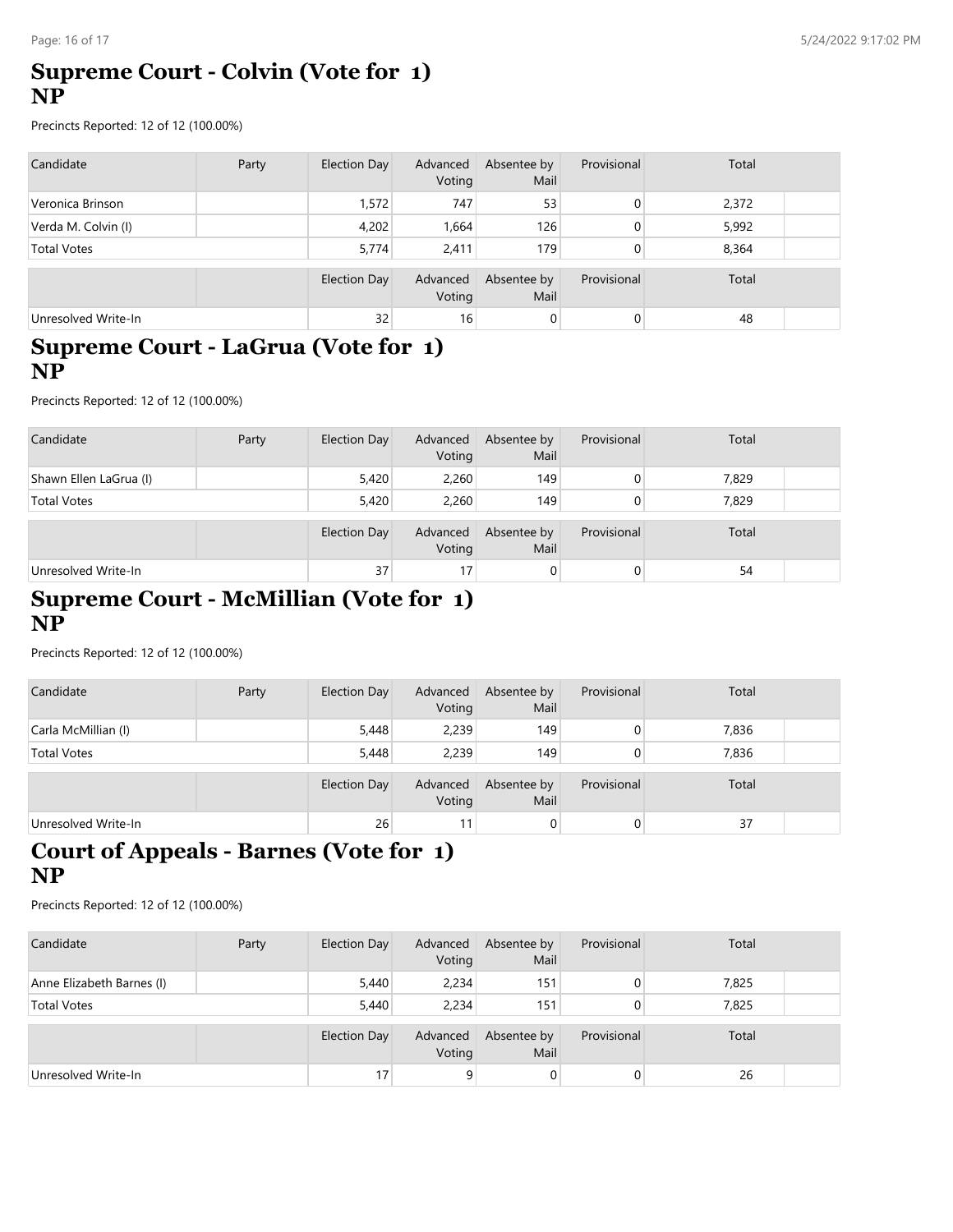## Supreme Court - Colvin (Vote for 1) NP

Precincts Reported: 12 of 12 (100.00%)

| Candidate | Party | Election Day | Advanced Voting | Absentee by Mail | Provisional | Total |
|---|---|---|---|---|---|---|
| Veronica Brinson | | 1,572 | 747 | 53 | 0 | 2,372 |
| Verda M. Colvin (I) | | 4,202 | 1,664 | 126 | 0 | 5,992 |
| Total Votes | | 5,774 | 2,411 | 179 | 0 | 8,364 |

| | Election Day | Advanced Voting | Absentee by Mail | Provisional | Total |
|---|---|---|---|---|---|
| Unresolved Write-In | 32 | 16 | 0 | 0 | 48 |

## Supreme Court - LaGrua (Vote for 1) NP

Precincts Reported: 12 of 12 (100.00%)

| Candidate | Party | Election Day | Advanced Voting | Absentee by Mail | Provisional | Total |
|---|---|---|---|---|---|---|
| Shawn Ellen LaGrua (I) | | 5,420 | 2,260 | 149 | 0 | 7,829 |
| Total Votes | | 5,420 | 2,260 | 149 | 0 | 7,829 |

| | Election Day | Advanced Voting | Absentee by Mail | Provisional | Total |
|---|---|---|---|---|---|
| Unresolved Write-In | 37 | 17 | 0 | 0 | 54 |

## Supreme Court - McMillian (Vote for 1) NP

Precincts Reported: 12 of 12 (100.00%)

| Candidate | Party | Election Day | Advanced Voting | Absentee by Mail | Provisional | Total |
|---|---|---|---|---|---|---|
| Carla McMillian (I) | | 5,448 | 2,239 | 149 | 0 | 7,836 |
| Total Votes | | 5,448 | 2,239 | 149 | 0 | 7,836 |

| | Election Day | Advanced Voting | Absentee by Mail | Provisional | Total |
|---|---|---|---|---|---|
| Unresolved Write-In | 26 | 11 | 0 | 0 | 37 |

## Court of Appeals - Barnes (Vote for 1) NP

Precincts Reported: 12 of 12 (100.00%)

| Candidate | Party | Election Day | Advanced Voting | Absentee by Mail | Provisional | Total |
|---|---|---|---|---|---|---|
| Anne Elizabeth Barnes (I) | | 5,440 | 2,234 | 151 | 0 | 7,825 |
| Total Votes | | 5,440 | 2,234 | 151 | 0 | 7,825 |

| | Election Day | Advanced Voting | Absentee by Mail | Provisional | Total |
|---|---|---|---|---|---|
| Unresolved Write-In | 17 | 9 | 0 | 0 | 26 |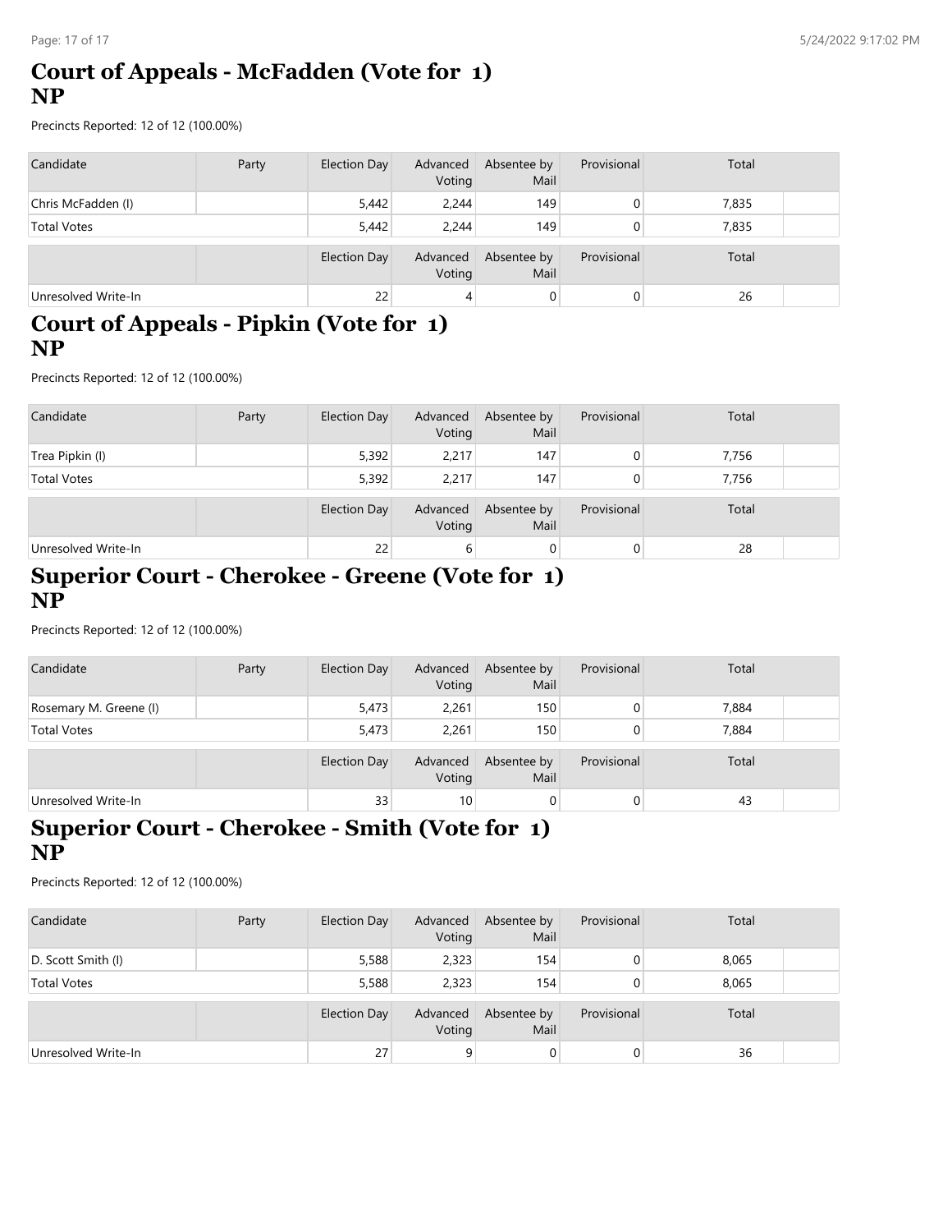## Court of Appeals - McFadden (Vote for 1) NP

Precincts Reported: 12 of 12 (100.00%)

| Candidate | Party | Election Day | Advanced Voting | Absentee by Mail | Provisional | Total |
|---|---|---|---|---|---|---|
| Chris McFadden (I) | | 5,442 | 2,244 | 149 | 0 | 7,835 |
| Total Votes | | 5,442 | 2,244 | 149 | 0 | 7,835 |

| | | Election Day | Advanced Voting | Absentee by Mail | Provisional | Total |
|---|---|---|---|---|---|---|
| Unresolved Write-In | | 22 | 4 | 0 | 0 | 26 |

## Court of Appeals - Pipkin (Vote for 1) NP

Precincts Reported: 12 of 12 (100.00%)

| Candidate | Party | Election Day | Advanced Voting | Absentee by Mail | Provisional | Total |
|---|---|---|---|---|---|---|
| Trea Pipkin (I) | | 5,392 | 2,217 | 147 | 0 | 7,756 |
| Total Votes | | 5,392 | 2,217 | 147 | 0 | 7,756 |

| | | Election Day | Advanced Voting | Absentee by Mail | Provisional | Total |
|---|---|---|---|---|---|---|
| Unresolved Write-In | | 22 | 6 | 0 | 0 | 28 |

## Superior Court - Cherokee - Greene (Vote for 1) NP

Precincts Reported: 12 of 12 (100.00%)

| Candidate | Party | Election Day | Advanced Voting | Absentee by Mail | Provisional | Total |
|---|---|---|---|---|---|---|
| Rosemary M. Greene (I) | | 5,473 | 2,261 | 150 | 0 | 7,884 |
| Total Votes | | 5,473 | 2,261 | 150 | 0 | 7,884 |

| | | Election Day | Advanced Voting | Absentee by Mail | Provisional | Total |
|---|---|---|---|---|---|---|
| Unresolved Write-In | | 33 | 10 | 0 | 0 | 43 |

## Superior Court - Cherokee - Smith (Vote for 1) NP

Precincts Reported: 12 of 12 (100.00%)

| Candidate | Party | Election Day | Advanced Voting | Absentee by Mail | Provisional | Total |
|---|---|---|---|---|---|---|
| D. Scott Smith (I) | | 5,588 | 2,323 | 154 | 0 | 8,065 |
| Total Votes | | 5,588 | 2,323 | 154 | 0 | 8,065 |

| | | Election Day | Advanced Voting | Absentee by Mail | Provisional | Total |
|---|---|---|---|---|---|---|
| Unresolved Write-In | | 27 | 9 | 0 | 0 | 36 |